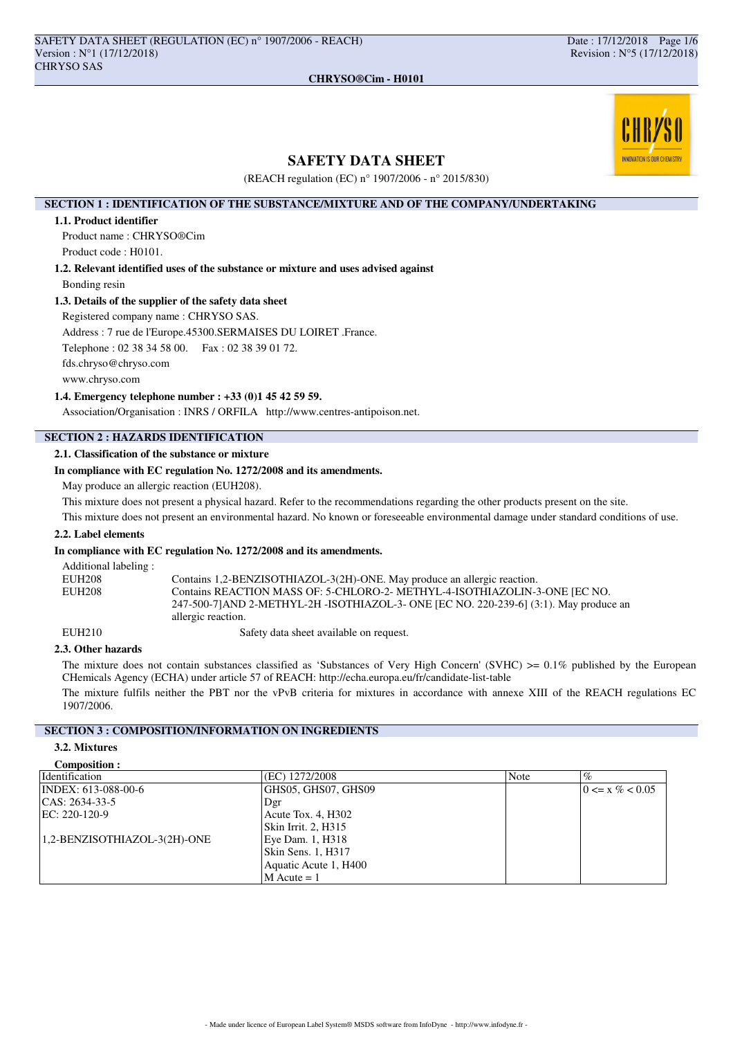# SAFETY DATA SHEET

(REACH regulation (EC) n° 1907/2006 - n° 2015/830)

## SECTION 1 : IDENTIFICATION OF THE SUBSTANCE/MIXTURE AND OF THE COMPANY/UNDERTAKING

### 1.1. Product identifier

Product name : CHRYSO®Cim

Product code : H0101.

### 1.2. Relevant identified uses of the substance or mixture and uses advised against

Bonding resin

### 1.3. Details of the supplier of the safety data sheet

Registered company name : CHRYSO SAS.

Address : 7 rue de l'Europe.45300.SERMAISES DU LOIRET .France.

Telephone : 02 38 34 58 00. Fax : 02 38 39 01 72.

fds.chryso@chryso.com

www.chryso.com

### 1.4. Emergency telephone number : +33 (0)1 45 42 59 59.

Association/Organisation : INRS / ORFILA http://www.centres-antipoison.net.

## SECTION 2 : HAZARDS IDENTIFICATION

### 2.1. Classification of the substance or mixture

**In compliance with EC regulation No. 1272/2008 and its amendments.**

May produce an allergic reaction (EUH208).

This mixture does not present a physical hazard. Refer to the recommendations regarding the other products present on the site.

This mixture does not present an environmental hazard. No known or foreseeable environmental damage under standard conditions of use.

### 2.2. Label elements

**In compliance with EC regulation No. 1272/2008 and its amendments.**

Additional labeling :

| | |
|---|---|
| EUH208 | Contains 1,2-BENZISOTHIAZOL-3(2H)-ONE. May produce an allergic reaction. |
| EUH208 | Contains REACTION MASS OF: 5-CHLORO-2- METHYL-4-ISOTHIAZOLIN-3-ONE [EC NO. 247-500-7]AND 2-METHYL-2H -ISOTHIAZOL-3- ONE [EC NO. 220-239-6] (3:1). May produce an allergic reaction. |
| EUH210 | Safety data sheet available on request. |

### 2.3. Other hazards

The mixture does not contain substances classified as 'Substances of Very High Concern' (SVHC) >= 0.1% published by the European CHemicals Agency (ECHA) under article 57 of REACH: http://echa.europa.eu/fr/candidate-list-table

The mixture fulfils neither the PBT nor the vPvB criteria for mixtures in accordance with annexe XIII of the REACH regulations EC 1907/2006.

## SECTION 3 : COMPOSITION/INFORMATION ON INGREDIENTS

### 3.2. Mixtures

**Composition :**

| Identification | (EC) 1272/2008 | Note | % |
|---|---|---|---|
| INDEX: 613-088-00-6<br>CAS: 2634-33-5<br>EC: 220-120-9<br><br>1,2-BENZISOTHIAZOL-3(2H)-ONE | GHS05, GHS07, GHS09<br>Dgr<br>Acute Tox. 4, H302<br>Skin Irrit. 2, H315<br>Eye Dam. 1, H318<br>Skin Sens. 1, H317<br>Aquatic Acute 1, H400<br>M Acute = 1 | | 0 <= x % < 0.05 |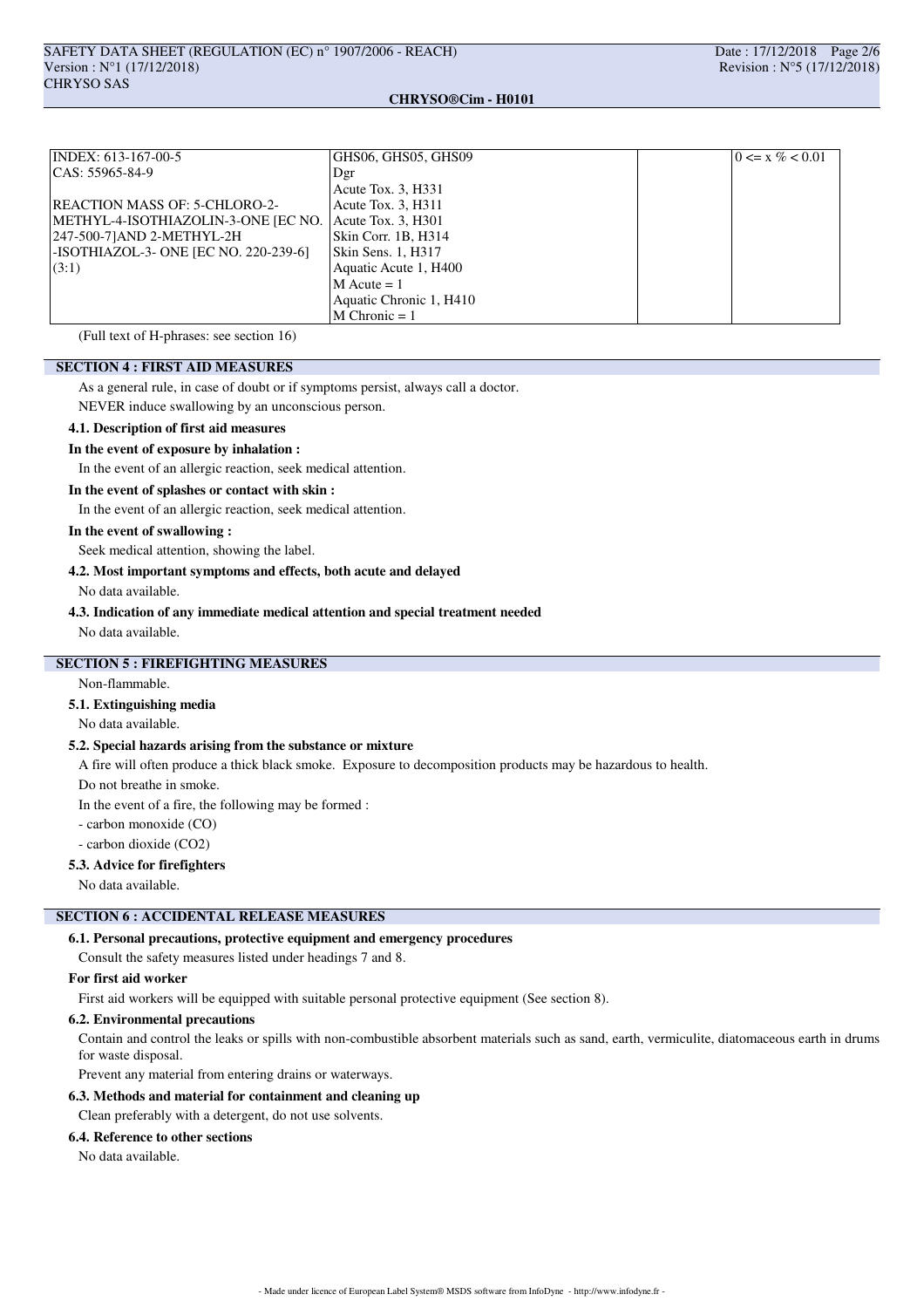| | | | |
|---|---|---|---|
| INDEX: 613-167-00-5<br>CAS: 55965-84-9<br><br>REACTION MASS OF: 5-CHLORO-2-METHYL-4-ISOTHIAZOLIN-3-ONE [EC NO. 247-500-7]AND 2-METHYL-2H-ISOTHIAZOL-3- ONE [EC NO. 220-239-6] (3:1) | GHS06, GHS05, GHS09<br>Dgr<br>Acute Tox. 3, H331<br>Acute Tox. 3, H311<br>Acute Tox. 3, H301<br>Skin Corr. 1B, H314<br>Skin Sens. 1, H317<br>Aquatic Acute 1, H400<br>M Acute = 1<br>Aquatic Chronic 1, H410<br>M Chronic = 1 | | 0 <= x % < 0.01 |

(Full text of H-phrases: see section 16)

## SECTION 4 : FIRST AID MEASURES

As a general rule, in case of doubt or if symptoms persist, always call a doctor.

NEVER induce swallowing by an unconscious person.

### 4.1. Description of first aid measures

**In the event of exposure by inhalation :**

In the event of an allergic reaction, seek medical attention.

**In the event of splashes or contact with skin :**

In the event of an allergic reaction, seek medical attention.

**In the event of swallowing :**

Seek medical attention, showing the label.

### 4.2. Most important symptoms and effects, both acute and delayed

No data available.

### 4.3. Indication of any immediate medical attention and special treatment needed

No data available.

## SECTION 5 : FIREFIGHTING MEASURES

Non-flammable.

### 5.1. Extinguishing media

No data available.

### 5.2. Special hazards arising from the substance or mixture

A fire will often produce a thick black smoke. Exposure to decomposition products may be hazardous to health.

Do not breathe in smoke.

In the event of a fire, the following may be formed :

- carbon monoxide (CO)
- carbon dioxide ($CO_2$)

### 5.3. Advice for firefighters

No data available.

## SECTION 6 : ACCIDENTAL RELEASE MEASURES

### 6.1. Personal precautions, protective equipment and emergency procedures

Consult the safety measures listed under headings 7 and 8.

**For first aid worker**

First aid workers will be equipped with suitable personal protective equipment (See section 8).

### 6.2. Environmental precautions

Contain and control the leaks or spills with non-combustible absorbent materials such as sand, earth, vermiculite, diatomaceous earth in drums for waste disposal.

Prevent any material from entering drains or waterways.

### 6.3. Methods and material for containment and cleaning up

Clean preferably with a detergent, do not use solvents.

### 6.4. Reference to other sections

No data available.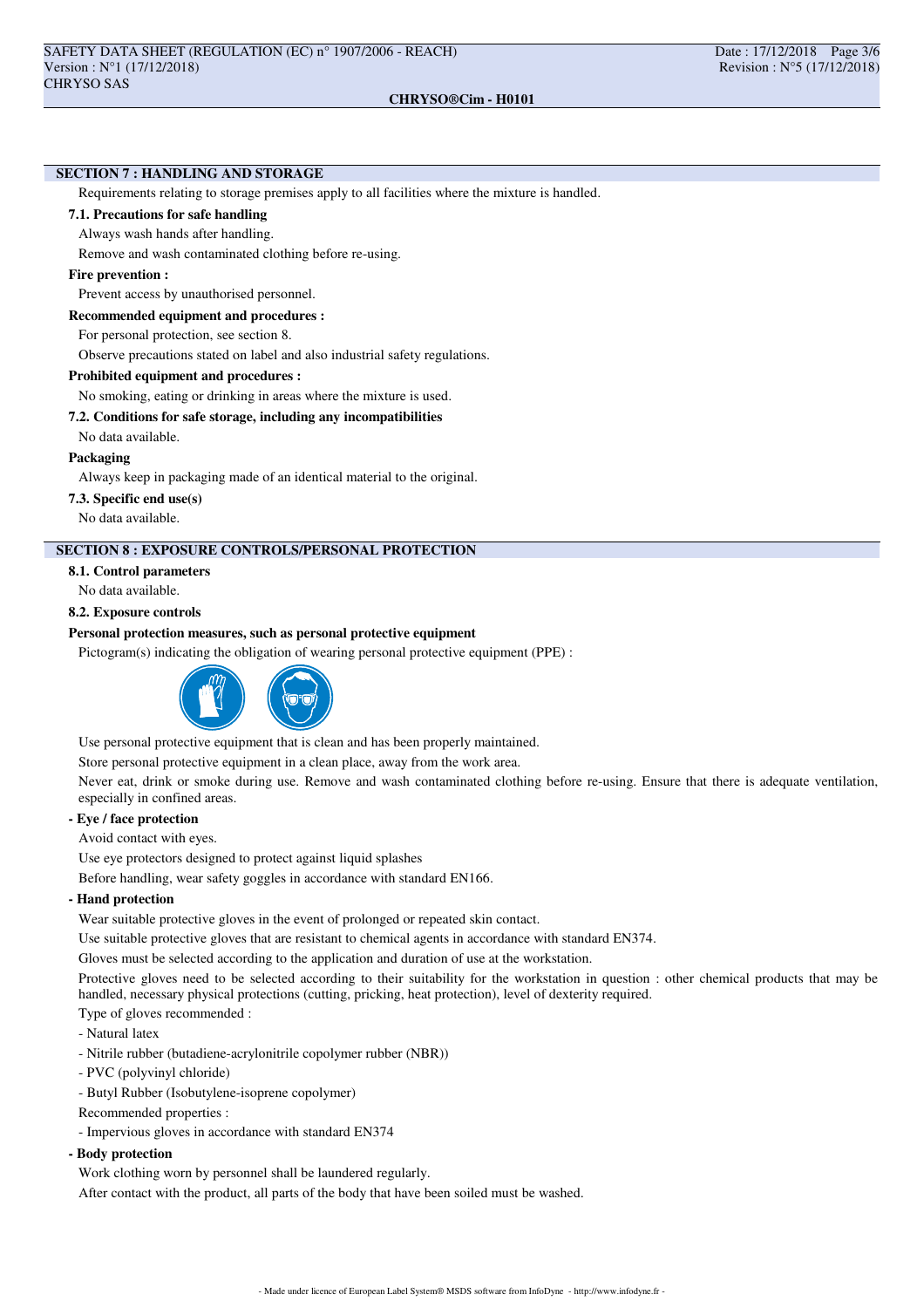## SECTION 7 : HANDLING AND STORAGE

Requirements relating to storage premises apply to all facilities where the mixture is handled.

### 7.1. Precautions for safe handling

Always wash hands after handling.

Remove and wash contaminated clothing before re-using.

**Fire prevention :**

Prevent access by unauthorised personnel.

**Recommended equipment and procedures :**

For personal protection, see section 8.

Observe precautions stated on label and also industrial safety regulations.

**Prohibited equipment and procedures :**

No smoking, eating or drinking in areas where the mixture is used.

### 7.2. Conditions for safe storage, including any incompatibilities

No data available.

**Packaging**

Always keep in packaging made of an identical material to the original.

### 7.3. Specific end use(s)

No data available.

## SECTION 8 : EXPOSURE CONTROLS/PERSONAL PROTECTION

### 8.1. Control parameters

No data available.

### 8.2. Exposure controls

**Personal protection measures, such as personal protective equipment**

Pictogram(s) indicating the obligation of wearing personal protective equipment (PPE) :

Use personal protective equipment that is clean and has been properly maintained.

Store personal protective equipment in a clean place, away from the work area.

Never eat, drink or smoke during use. Remove and wash contaminated clothing before re-using. Ensure that there is adequate ventilation, especially in confined areas.

**- Eye / face protection**

Avoid contact with eyes.

Use eye protectors designed to protect against liquid splashes

Before handling, wear safety goggles in accordance with standard EN166.

**- Hand protection**

Wear suitable protective gloves in the event of prolonged or repeated skin contact.

Use suitable protective gloves that are resistant to chemical agents in accordance with standard EN374.

Gloves must be selected according to the application and duration of use at the workstation.

Protective gloves need to be selected according to their suitability for the workstation in question : other chemical products that may be handled, necessary physical protections (cutting, pricking, heat protection), level of dexterity required.

Type of gloves recommended :

- Natural latex
- Nitrile rubber (butadiene-acrylonitrile copolymer rubber (NBR))
- PVC (polyvinyl chloride)
- Butyl Rubber (Isobutylene-isoprene copolymer)

Recommended properties :

- Impervious gloves in accordance with standard EN374

**- Body protection**

Work clothing worn by personnel shall be laundered regularly.

After contact with the product, all parts of the body that have been soiled must be washed.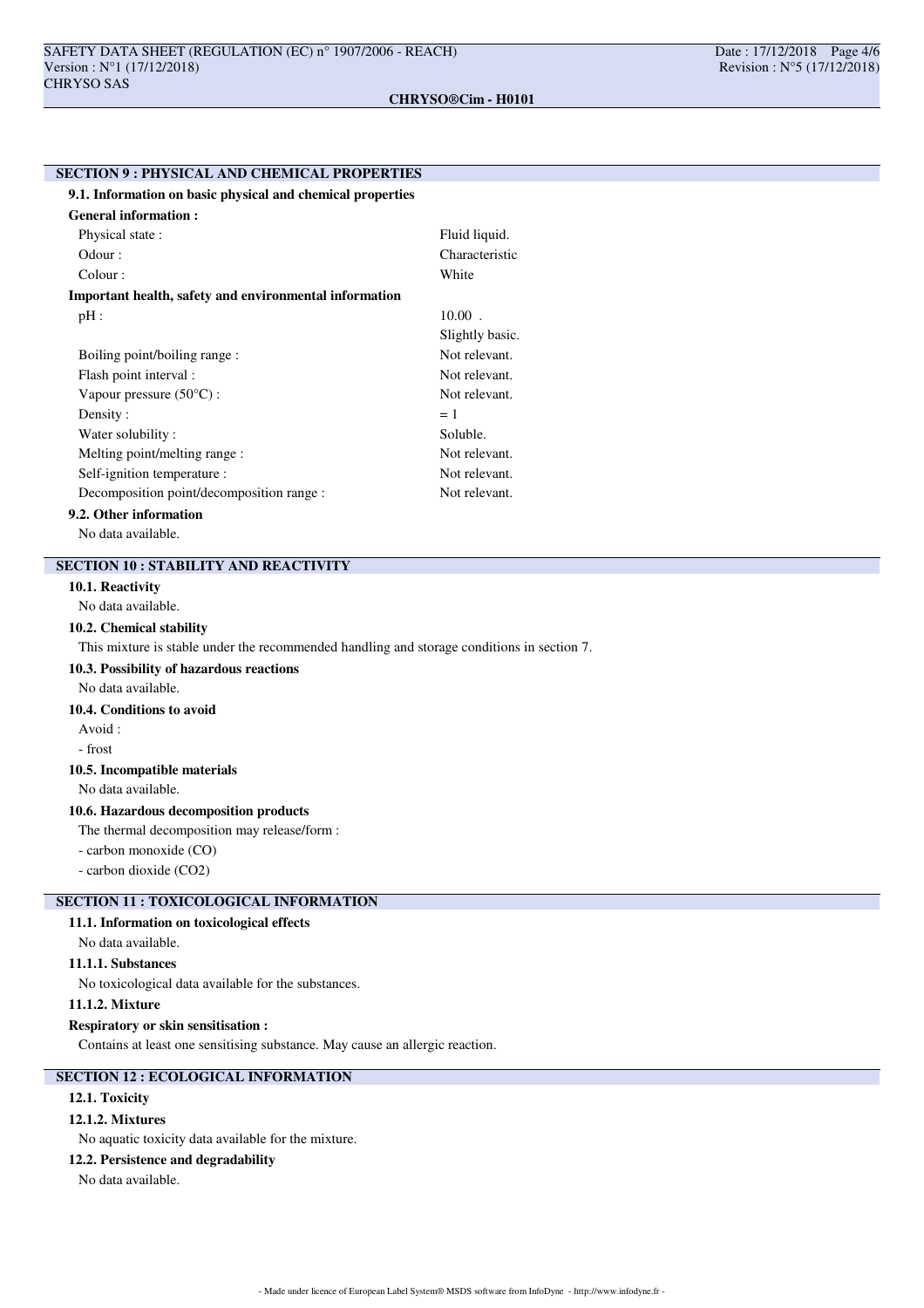## SECTION 9 : PHYSICAL AND CHEMICAL PROPERTIES

### 9.1. Information on basic physical and chemical properties

**General information :**

| | |
|---|---|
| Physical state : | Fluid liquid. |
| Odour : | Characteristic |
| Colour : | White |

**Important health, safety and environmental information**

| | |
|---|---|
| pH : | 10.00 . |
| | Slightly basic. |
| Boiling point/boiling range : | Not relevant. |
| Flash point interval : | Not relevant. |
| Vapour pressure (50°C) : | Not relevant. |
| Density : | = 1 |
| Water solubility : | Soluble. |
| Melting point/melting range : | Not relevant. |
| Self-ignition temperature : | Not relevant. |
| Decomposition point/decomposition range : | Not relevant. |

### 9.2. Other information

No data available.

## SECTION 10 : STABILITY AND REACTIVITY

### 10.1. Reactivity

No data available.

### 10.2. Chemical stability

This mixture is stable under the recommended handling and storage conditions in section 7.

### 10.3. Possibility of hazardous reactions

No data available.

### 10.4. Conditions to avoid

Avoid :

- frost

### 10.5. Incompatible materials

No data available.

### 10.6. Hazardous decomposition products

The thermal decomposition may release/form :

- carbon monoxide (CO)
- carbon dioxide ($CO_2$)

## SECTION 11 : TOXICOLOGICAL INFORMATION

### 11.1. Information on toxicological effects

No data available.

#### 11.1.1. Substances

No toxicological data available for the substances.

#### 11.1.2. Mixture

**Respiratory or skin sensitisation :**

Contains at least one sensitising substance. May cause an allergic reaction.

## SECTION 12 : ECOLOGICAL INFORMATION

### 12.1. Toxicity

#### 12.1.2. Mixtures

No aquatic toxicity data available for the mixture.

### 12.2. Persistence and degradability

No data available.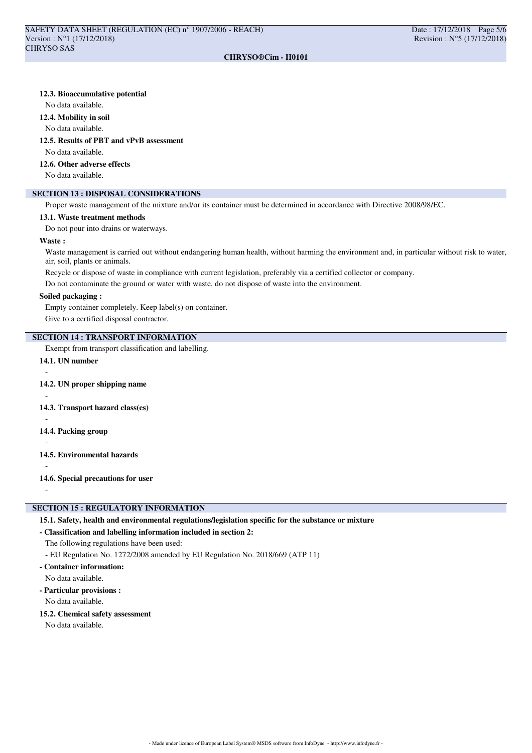### 12.3. Bioaccumulative potential

No data available.

### 12.4. Mobility in soil

No data available.

### 12.5. Results of PBT and vPvB assessment

No data available.

### 12.6. Other adverse effects

No data available.

## SECTION 13 : DISPOSAL CONSIDERATIONS

Proper waste management of the mixture and/or its container must be determined in accordance with Directive 2008/98/EC.

### 13.1. Waste treatment methods

Do not pour into drains or waterways.

**Waste :**

Waste management is carried out without endangering human health, without harming the environment and, in particular without risk to water, air, soil, plants or animals.

Recycle or dispose of waste in compliance with current legislation, preferably via a certified collector or company.

Do not contaminate the ground or water with waste, do not dispose of waste into the environment.

**Soiled packaging :**

Empty container completely. Keep label(s) on container.

Give to a certified disposal contractor.

## SECTION 14 : TRANSPORT INFORMATION

Exempt from transport classification and labelling.

### 14.1. UN number

-

### 14.2. UN proper shipping name

-

### 14.3. Transport hazard class(es)

-

### 14.4. Packing group

-

### 14.5. Environmental hazards

-

### 14.6. Special precautions for user

-

## SECTION 15 : REGULATORY INFORMATION

### 15.1. Safety, health and environmental regulations/legislation specific for the substance or mixture

**- Classification and labelling information included in section 2:**

The following regulations have been used:

- EU Regulation No. 1272/2008 amended by EU Regulation No. 2018/669 (ATP 11)

**- Container information:**

No data available.

**- Particular provisions :**

No data available.

### 15.2. Chemical safety assessment

No data available.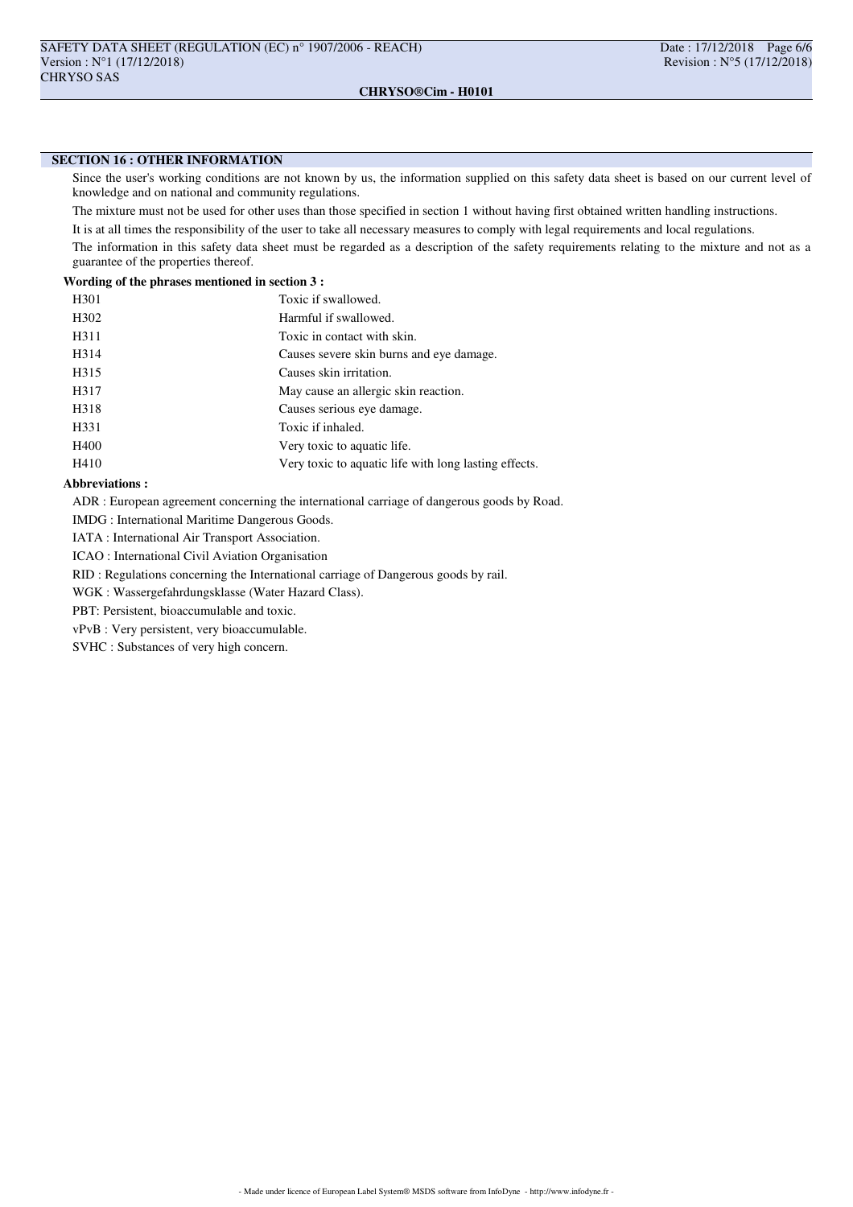## SECTION 16 : OTHER INFORMATION

Since the user's working conditions are not known by us, the information supplied on this safety data sheet is based on our current level of knowledge and on national and community regulations.

The mixture must not be used for other uses than those specified in section 1 without having first obtained written handling instructions.

It is at all times the responsibility of the user to take all necessary measures to comply with legal requirements and local regulations.

The information in this safety data sheet must be regarded as a description of the safety requirements relating to the mixture and not as a guarantee of the properties thereof.

**Wording of the phrases mentioned in section 3 :**

| | |
|---|---|
| H301 | Toxic if swallowed. |
| H302 | Harmful if swallowed. |
| H311 | Toxic in contact with skin. |
| H314 | Causes severe skin burns and eye damage. |
| H315 | Causes skin irritation. |
| H317 | May cause an allergic skin reaction. |
| H318 | Causes serious eye damage. |
| H331 | Toxic if inhaled. |
| H400 | Very toxic to aquatic life. |
| H410 | Very toxic to aquatic life with long lasting effects. |

**Abbreviations :**

ADR : European agreement concerning the international carriage of dangerous goods by Road.

IMDG : International Maritime Dangerous Goods.

IATA : International Air Transport Association.

ICAO : International Civil Aviation Organisation

RID : Regulations concerning the International carriage of Dangerous goods by rail.

WGK : Wassergefahrdungsklasse (Water Hazard Class).

PBT: Persistent, bioaccumulable and toxic.

vPvB : Very persistent, very bioaccumulable.

SVHC : Substances of very high concern.